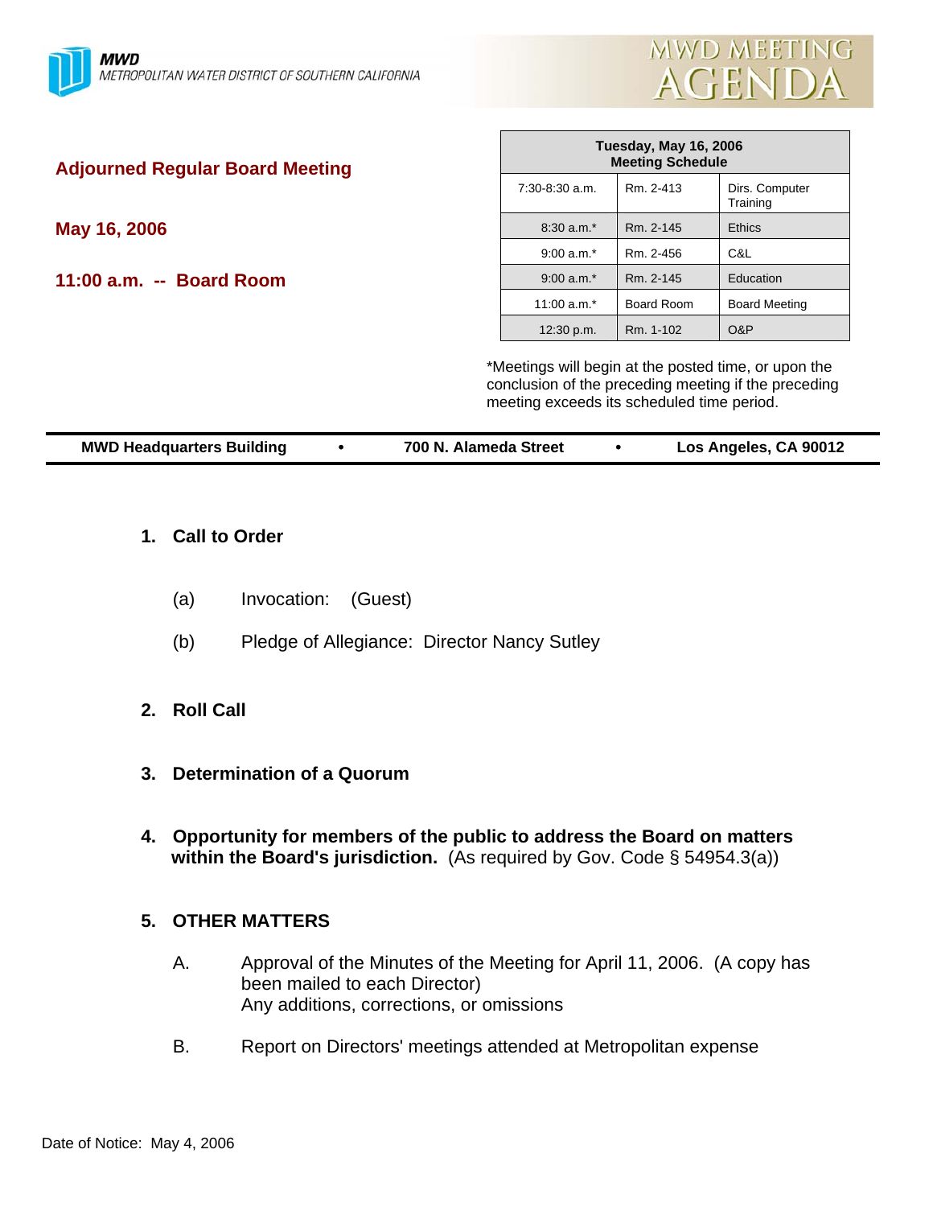**MWD**
*METROPOLITAN WATER DISTRICT OF SOUTHERN CALIFORNIA*

# MWD MEETING AGENDA

## Adjourned Regular Board Meeting

**May 16, 2006**

**11:00 a.m. -- Board Room**

| Tuesday, May 16, 2006 Meeting Schedule | | |
|---|---|---|
| 7:30-8:30 a.m. | Rm. 2-413 | Dirs. Computer Training |
| 8:30 a.m.* | Rm. 2-145 | Ethics |
| 9:00 a.m.* | Rm. 2-456 | C&L |
| 9:00 a.m.* | Rm. 2-145 | Education |
| 11:00 a.m.* | Board Room | Board Meeting |
| 12:30 p.m. | Rm. 1-102 | O&P |

*Meetings will begin at the posted time, or upon the conclusion of the preceding meeting if the preceding meeting exceeds its scheduled time period.

**MWD Headquarters Building • 700 N. Alameda Street • Los Angeles, CA 90012**

**1. Call to Order**

(a) Invocation: (Guest)

(b) Pledge of Allegiance: Director Nancy Sutley

**2. Roll Call**

**3. Determination of a Quorum**

**4. Opportunity for members of the public to address the Board on matters within the Board's jurisdiction.** (As required by Gov. Code § 54954.3(a))

**5. OTHER MATTERS**

A. Approval of the Minutes of the Meeting for April 11, 2006. (A copy has been mailed to each Director)
Any additions, corrections, or omissions

B. Report on Directors' meetings attended at Metropolitan expense

Date of Notice: May 4, 2006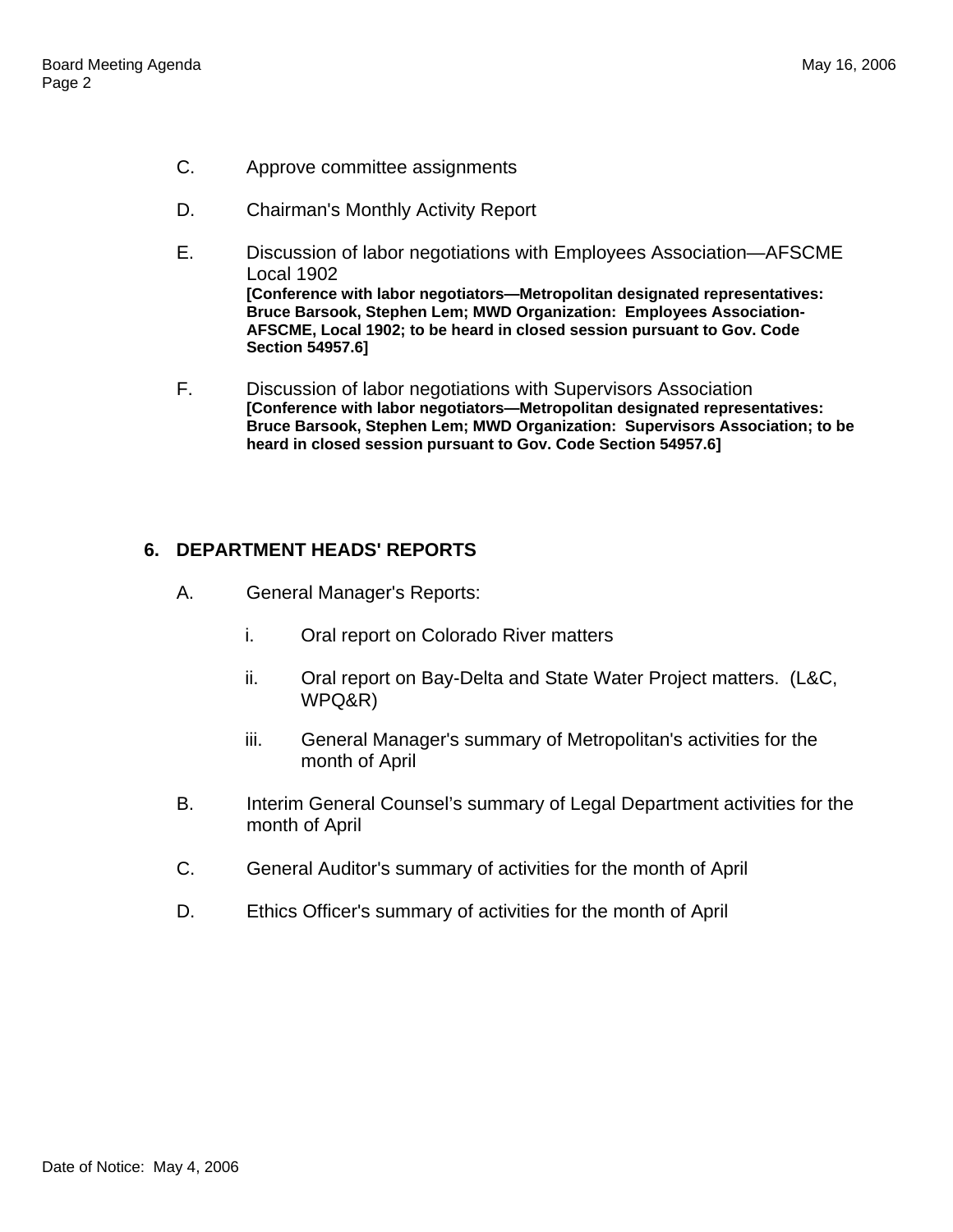C. Approve committee assignments

D. Chairman's Monthly Activity Report

E. Discussion of labor negotiations with Employees Association—AFSCME Local 1902
**[Conference with labor negotiators—Metropolitan designated representatives: Bruce Barsook, Stephen Lem; MWD Organization: Employees Association-AFSCME, Local 1902; to be heard in closed session pursuant to Gov. Code Section 54957.6]**

F. Discussion of labor negotiations with Supervisors Association
**[Conference with labor negotiators—Metropolitan designated representatives: Bruce Barsook, Stephen Lem; MWD Organization: Supervisors Association; to be heard in closed session pursuant to Gov. Code Section 54957.6]**

**6. DEPARTMENT HEADS' REPORTS**

A. General Manager's Reports:

i. Oral report on Colorado River matters

ii. Oral report on Bay-Delta and State Water Project matters. (L&C, WPQ&R)

iii. General Manager's summary of Metropolitan's activities for the month of April

B. Interim General Counsel's summary of Legal Department activities for the month of April

C. General Auditor's summary of activities for the month of April

D. Ethics Officer's summary of activities for the month of April

Date of Notice: May 4, 2006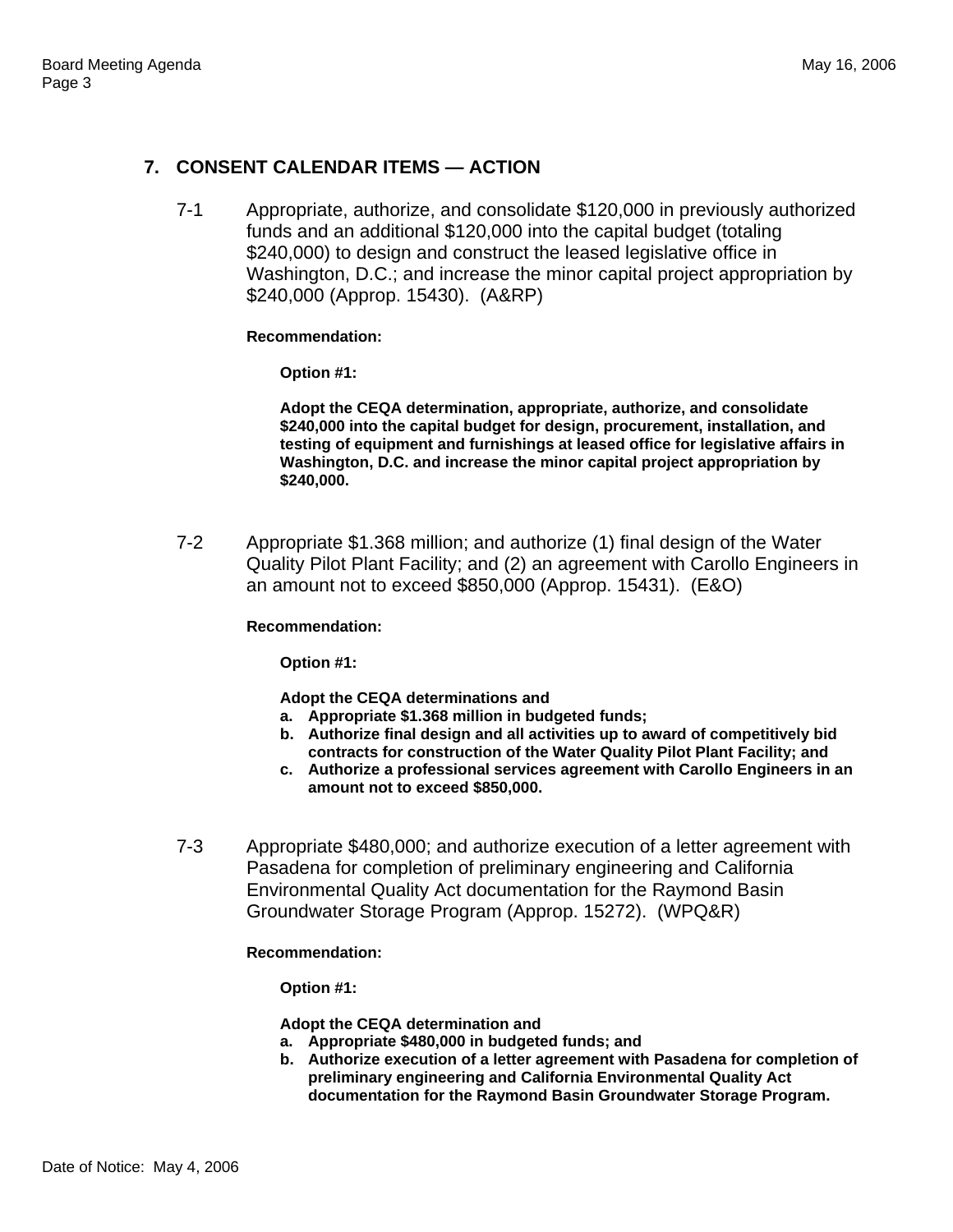## 7. CONSENT CALENDAR ITEMS — ACTION

7-1 Appropriate, authorize, and consolidate $120,000 in previously authorized funds and an additional $120,000 into the capital budget (totaling $240,000) to design and construct the leased legislative office in Washington, D.C.; and increase the minor capital project appropriation by $240,000 (Approp. 15430). (A&RP)

**Recommendation:**

**Option #1:**

**Adopt the CEQA determination, appropriate, authorize, and consolidate $240,000 into the capital budget for design, procurement, installation, and testing of equipment and furnishings at leased office for legislative affairs in Washington, D.C. and increase the minor capital project appropriation by $240,000.**

7-2 Appropriate $1.368 million; and authorize (1) final design of the Water Quality Pilot Plant Facility; and (2) an agreement with Carollo Engineers in an amount not to exceed $850,000 (Approp. 15431). (E&O)

**Recommendation:**

**Option #1:**

**Adopt the CEQA determinations and**

a. **Appropriate $1.368 million in budgeted funds;**
b. **Authorize final design and all activities up to award of competitively bid contracts for construction of the Water Quality Pilot Plant Facility; and**
c. **Authorize a professional services agreement with Carollo Engineers in an amount not to exceed $850,000.**

7-3 Appropriate $480,000; and authorize execution of a letter agreement with Pasadena for completion of preliminary engineering and California Environmental Quality Act documentation for the Raymond Basin Groundwater Storage Program (Approp. 15272). (WPQ&R)

**Recommendation:**

**Option #1:**

**Adopt the CEQA determination and**

a. **Appropriate $480,000 in budgeted funds; and**
b. **Authorize execution of a letter agreement with Pasadena for completion of preliminary engineering and California Environmental Quality Act documentation for the Raymond Basin Groundwater Storage Program.**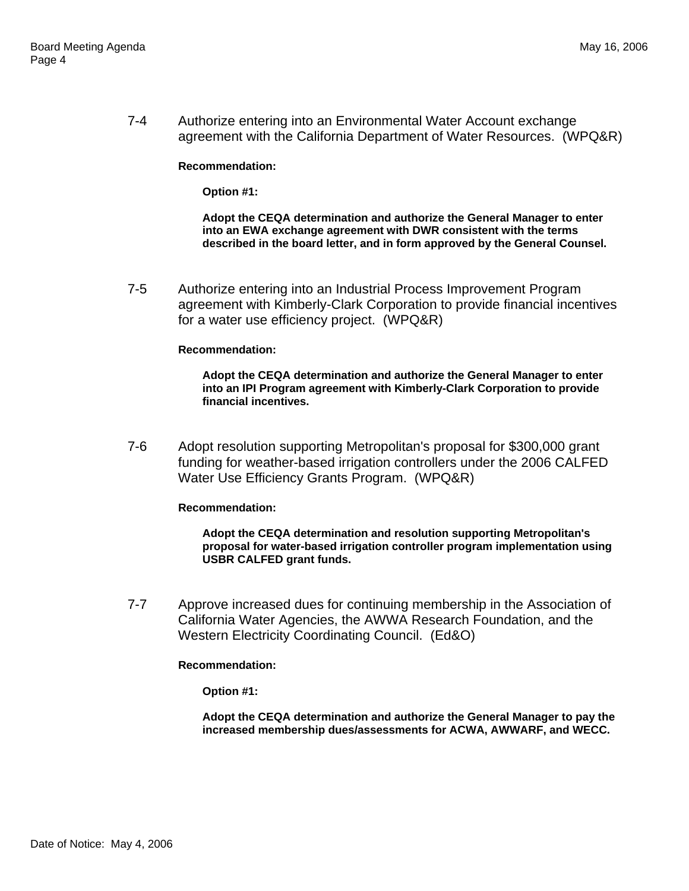7-4 Authorize entering into an Environmental Water Account exchange agreement with the California Department of Water Resources. (WPQ&R)

**Recommendation:**

**Option #1:**

**Adopt the CEQA determination and authorize the General Manager to enter into an EWA exchange agreement with DWR consistent with the terms described in the board letter, and in form approved by the General Counsel.**

7-5 Authorize entering into an Industrial Process Improvement Program agreement with Kimberly-Clark Corporation to provide financial incentives for a water use efficiency project. (WPQ&R)

**Recommendation:**

**Adopt the CEQA determination and authorize the General Manager to enter into an IPI Program agreement with Kimberly-Clark Corporation to provide financial incentives.**

7-6 Adopt resolution supporting Metropolitan's proposal for $300,000 grant funding for weather-based irrigation controllers under the 2006 CALFED Water Use Efficiency Grants Program. (WPQ&R)

**Recommendation:**

**Adopt the CEQA determination and resolution supporting Metropolitan's proposal for water-based irrigation controller program implementation using USBR CALFED grant funds.**

7-7 Approve increased dues for continuing membership in the Association of California Water Agencies, the AWWA Research Foundation, and the Western Electricity Coordinating Council. (Ed&O)

**Recommendation:**

**Option #1:**

**Adopt the CEQA determination and authorize the General Manager to pay the increased membership dues/assessments for ACWA, AWWARF, and WECC.**

Date of Notice: May 4, 2006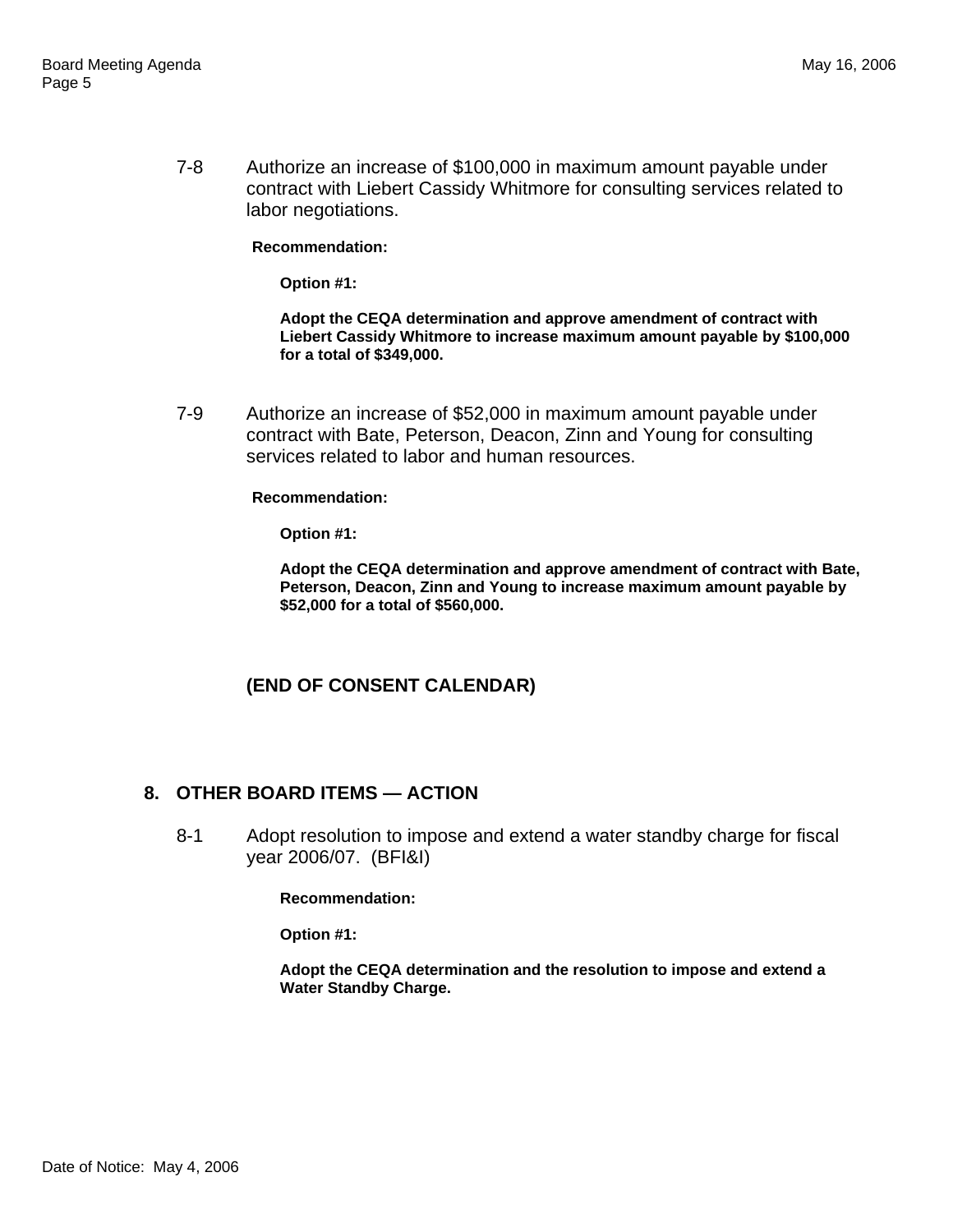7-8 Authorize an increase of $100,000 in maximum amount payable under contract with Liebert Cassidy Whitmore for consulting services related to labor negotiations.

**Recommendation:**

**Option #1:**

**Adopt the CEQA determination and approve amendment of contract with Liebert Cassidy Whitmore to increase maximum amount payable by $100,000 for a total of $349,000.**

7-9 Authorize an increase of $52,000 in maximum amount payable under contract with Bate, Peterson, Deacon, Zinn and Young for consulting services related to labor and human resources.

**Recommendation:**

**Option #1:**

**Adopt the CEQA determination and approve amendment of contract with Bate, Peterson, Deacon, Zinn and Young to increase maximum amount payable by $52,000 for a total of $560,000.**

**(END OF CONSENT CALENDAR)**

## 8. OTHER BOARD ITEMS — ACTION

8-1 Adopt resolution to impose and extend a water standby charge for fiscal year 2006/07. (BFI&I)

**Recommendation:**

**Option #1:**

**Adopt the CEQA determination and the resolution to impose and extend a Water Standby Charge.**

Date of Notice: May 4, 2006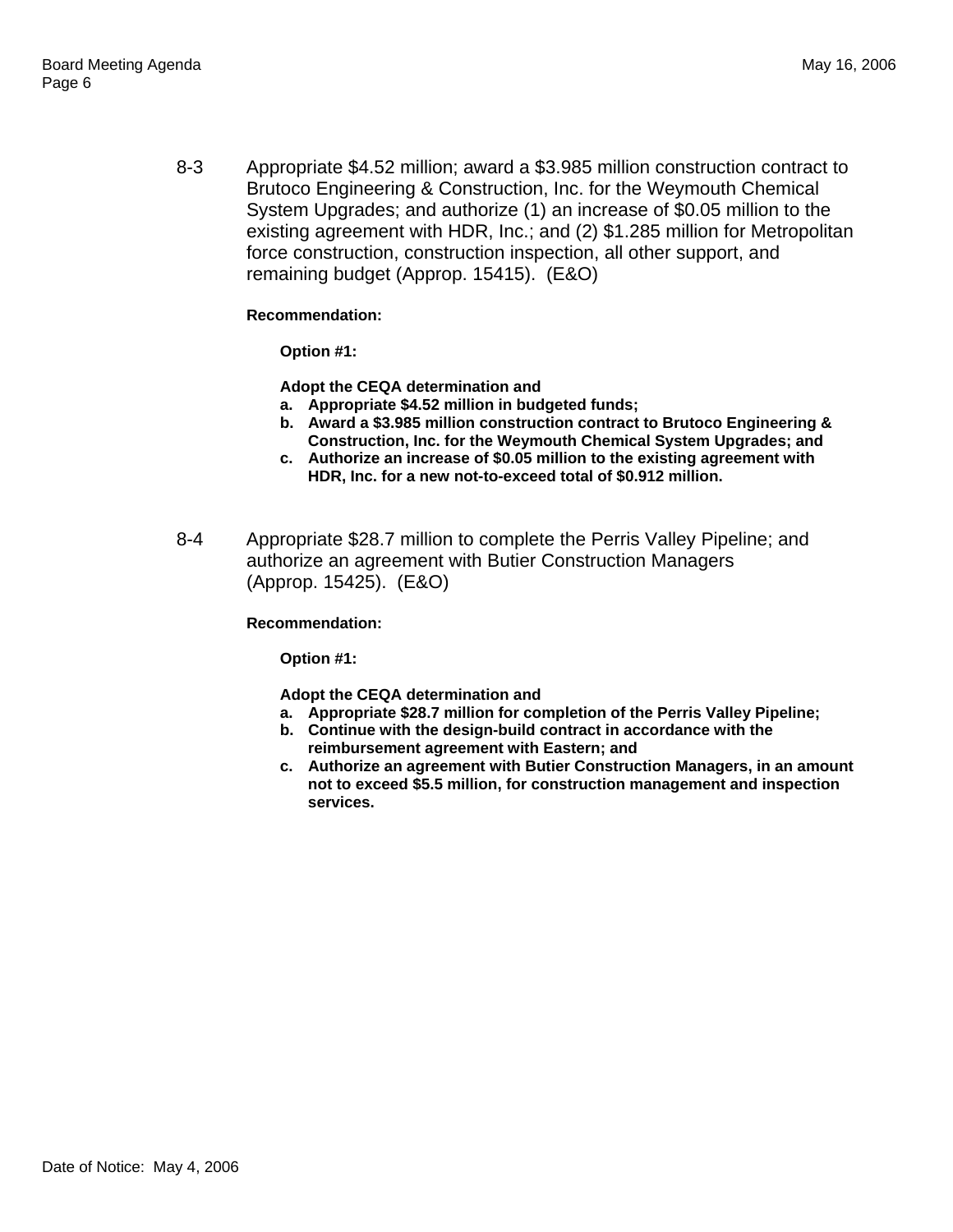8-3 Appropriate \$4.52 million; award a \$3.985 million construction contract to Brutoco Engineering & Construction, Inc. for the Weymouth Chemical System Upgrades; and authorize (1) an increase of \$0.05 million to the existing agreement with HDR, Inc.; and (2) \$1.285 million for Metropolitan force construction, construction inspection, all other support, and remaining budget (Approp. 15415). (E&O)

**Recommendation:**

**Option #1:**

**Adopt the CEQA determination and**

**a. Appropriate \$4.52 million in budgeted funds;**
**b. Award a \$3.985 million construction contract to Brutoco Engineering & Construction, Inc. for the Weymouth Chemical System Upgrades; and**
**c. Authorize an increase of \$0.05 million to the existing agreement with HDR, Inc. for a new not-to-exceed total of \$0.912 million.**

8-4 Appropriate \$28.7 million to complete the Perris Valley Pipeline; and authorize an agreement with Butier Construction Managers (Approp. 15425). (E&O)

**Recommendation:**

**Option #1:**

**Adopt the CEQA determination and**

**a. Appropriate \$28.7 million for completion of the Perris Valley Pipeline;**
**b. Continue with the design-build contract in accordance with the reimbursement agreement with Eastern; and**
**c. Authorize an agreement with Butier Construction Managers, in an amount not to exceed \$5.5 million, for construction management and inspection services.**

Date of Notice: May 4, 2006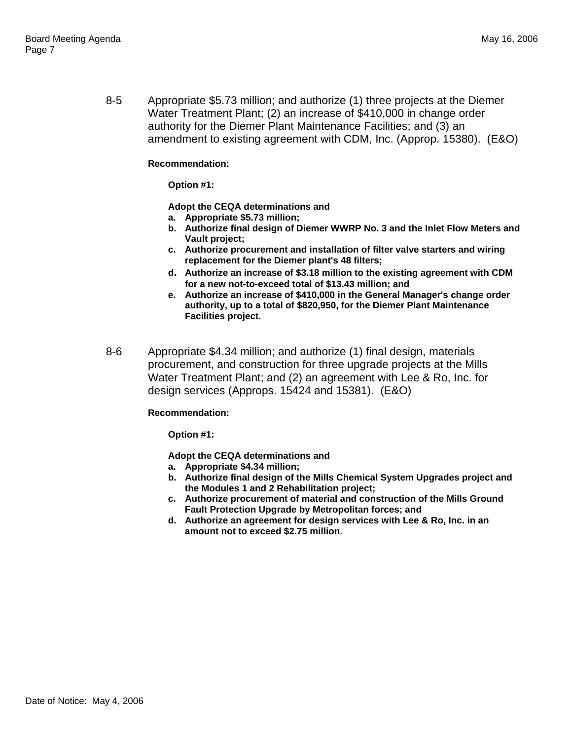8-5 Appropriate $5.73 million; and authorize (1) three projects at the Diemer Water Treatment Plant; (2) an increase of $410,000 in change order authority for the Diemer Plant Maintenance Facilities; and (3) an amendment to existing agreement with CDM, Inc. (Approp. 15380). (E&O)

**Recommendation:**

**Option #1:**

**Adopt the CEQA determinations and**

- **a. Appropriate $5.73 million;**
- **b. Authorize final design of Diemer WWRP No. 3 and the Inlet Flow Meters and Vault project;**
- **c. Authorize procurement and installation of filter valve starters and wiring replacement for the Diemer plant's 48 filters;**
- **d. Authorize an increase of $3.18 million to the existing agreement with CDM for a new not-to-exceed total of $13.43 million; and**
- **e. Authorize an increase of $410,000 in the General Manager's change order authority, up to a total of $820,950, for the Diemer Plant Maintenance Facilities project.**

8-6 Appropriate $4.34 million; and authorize (1) final design, materials procurement, and construction for three upgrade projects at the Mills Water Treatment Plant; and (2) an agreement with Lee & Ro, Inc. for design services (Approps. 15424 and 15381). (E&O)

**Recommendation:**

**Option #1:**

**Adopt the CEQA determinations and**

- **a. Appropriate $4.34 million;**
- **b. Authorize final design of the Mills Chemical System Upgrades project and the Modules 1 and 2 Rehabilitation project;**
- **c. Authorize procurement of material and construction of the Mills Ground Fault Protection Upgrade by Metropolitan forces; and**
- **d. Authorize an agreement for design services with Lee & Ro, Inc. in an amount not to exceed $2.75 million.**

Date of Notice: May 4, 2006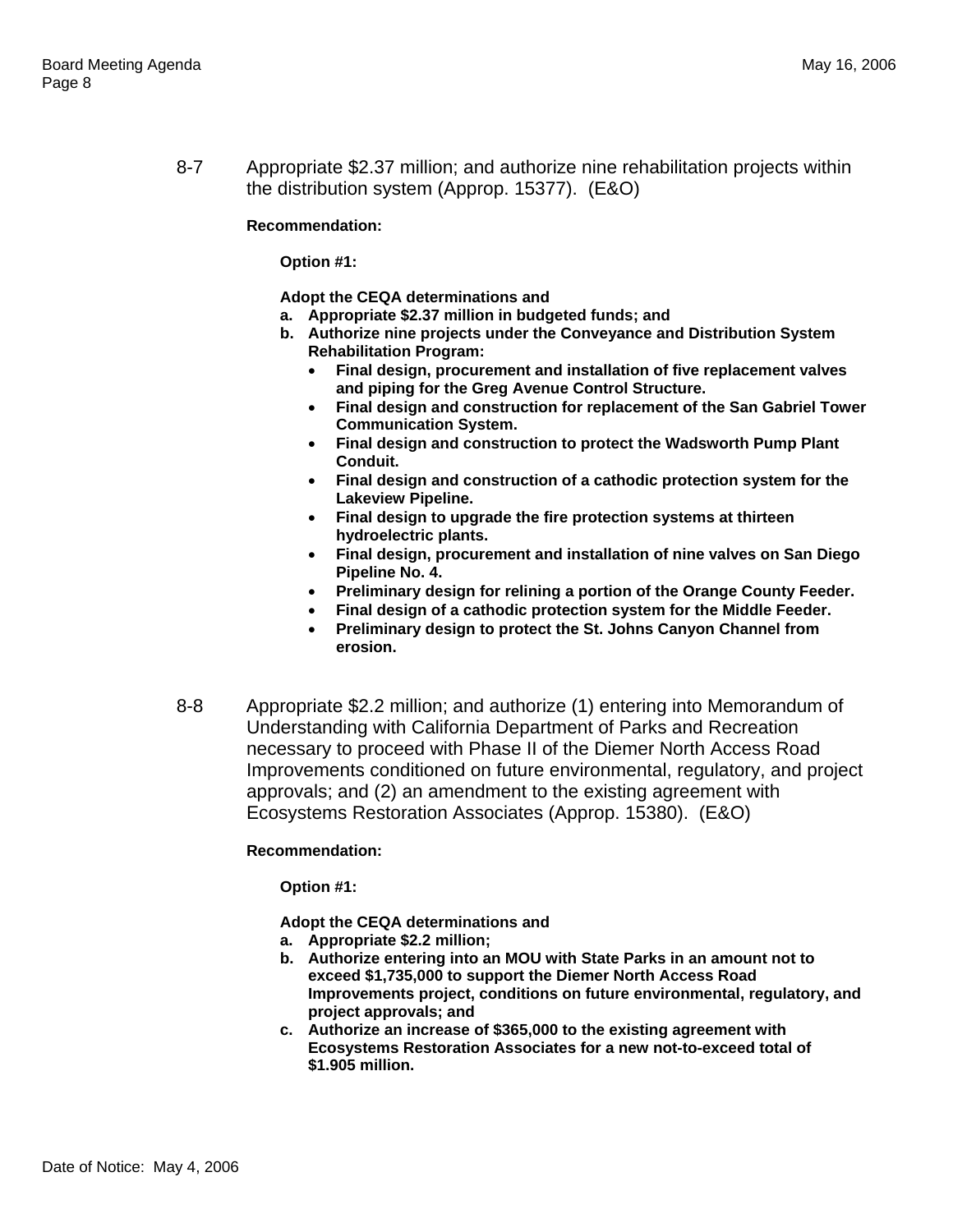8-7 Appropriate $2.37 million; and authorize nine rehabilitation projects within the distribution system (Approp. 15377). (E&O)

**Recommendation:**

**Option #1:**

**Adopt the CEQA determinations and**

**a. Appropriate $2.37 million in budgeted funds; and**

**b. Authorize nine projects under the Conveyance and Distribution System Rehabilitation Program:**
- **Final design, procurement and installation of five replacement valves and piping for the Greg Avenue Control Structure.**
- **Final design and construction for replacement of the San Gabriel Tower Communication System.**
- **Final design and construction to protect the Wadsworth Pump Plant Conduit.**
- **Final design and construction of a cathodic protection system for the Lakeview Pipeline.**
- **Final design to upgrade the fire protection systems at thirteen hydroelectric plants.**
- **Final design, procurement and installation of nine valves on San Diego Pipeline No. 4.**
- **Preliminary design for relining a portion of the Orange County Feeder.**
- **Final design of a cathodic protection system for the Middle Feeder.**
- **Preliminary design to protect the St. Johns Canyon Channel from erosion.**

8-8 Appropriate $2.2 million; and authorize (1) entering into Memorandum of Understanding with California Department of Parks and Recreation necessary to proceed with Phase II of the Diemer North Access Road Improvements conditioned on future environmental, regulatory, and project approvals; and (2) an amendment to the existing agreement with Ecosystems Restoration Associates (Approp. 15380). (E&O)

**Recommendation:**

**Option #1:**

**Adopt the CEQA determinations and**

**a. Appropriate $2.2 million;**

**b. Authorize entering into an MOU with State Parks in an amount not to exceed $1,735,000 to support the Diemer North Access Road Improvements project, conditions on future environmental, regulatory, and project approvals; and**

**c. Authorize an increase of $365,000 to the existing agreement with Ecosystems Restoration Associates for a new not-to-exceed total of $1.905 million.**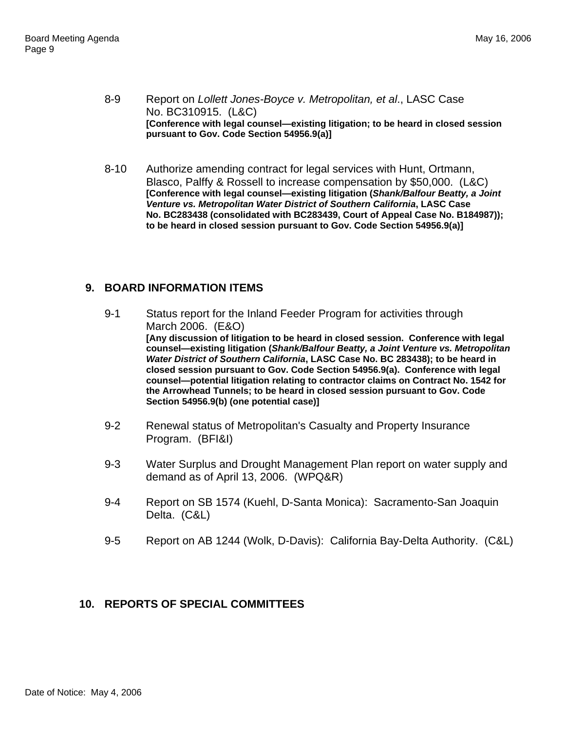8-9 Report on *Lollett Jones-Boyce v. Metropolitan, et al.*, LASC Case No. BC310915. (L&C)
**[Conference with legal counsel—existing litigation; to be heard in closed session pursuant to Gov. Code Section 54956.9(a)]**

8-10 Authorize amending contract for legal services with Hunt, Ortmann, Blasco, Palffy & Rossell to increase compensation by $50,000. (L&C)
**[Conference with legal counsel—existing litigation (*Shank/Balfour Beatty, a Joint Venture vs. Metropolitan Water District of Southern California*, LASC Case No. BC283438 (consolidated with BC283439, Court of Appeal Case No. B184987)); to be heard in closed session pursuant to Gov. Code Section 54956.9(a)]**

## 9. BOARD INFORMATION ITEMS

9-1 Status report for the Inland Feeder Program for activities through March 2006. (E&O)
**[Any discussion of litigation to be heard in closed session. Conference with legal counsel—existing litigation (*Shank/Balfour Beatty, a Joint Venture vs. Metropolitan Water District of Southern California*, LASC Case No. BC 283438); to be heard in closed session pursuant to Gov. Code Section 54956.9(a). Conference with legal counsel—potential litigation relating to contractor claims on Contract No. 1542 for the Arrowhead Tunnels; to be heard in closed session pursuant to Gov. Code Section 54956.9(b) (one potential case)]**

9-2 Renewal status of Metropolitan's Casualty and Property Insurance Program. (BFI&I)

9-3 Water Surplus and Drought Management Plan report on water supply and demand as of April 13, 2006. (WPQ&R)

9-4 Report on SB 1574 (Kuehl, D-Santa Monica): Sacramento-San Joaquin Delta. (C&L)

9-5 Report on AB 1244 (Wolk, D-Davis): California Bay-Delta Authority. (C&L)

## 10. REPORTS OF SPECIAL COMMITTEES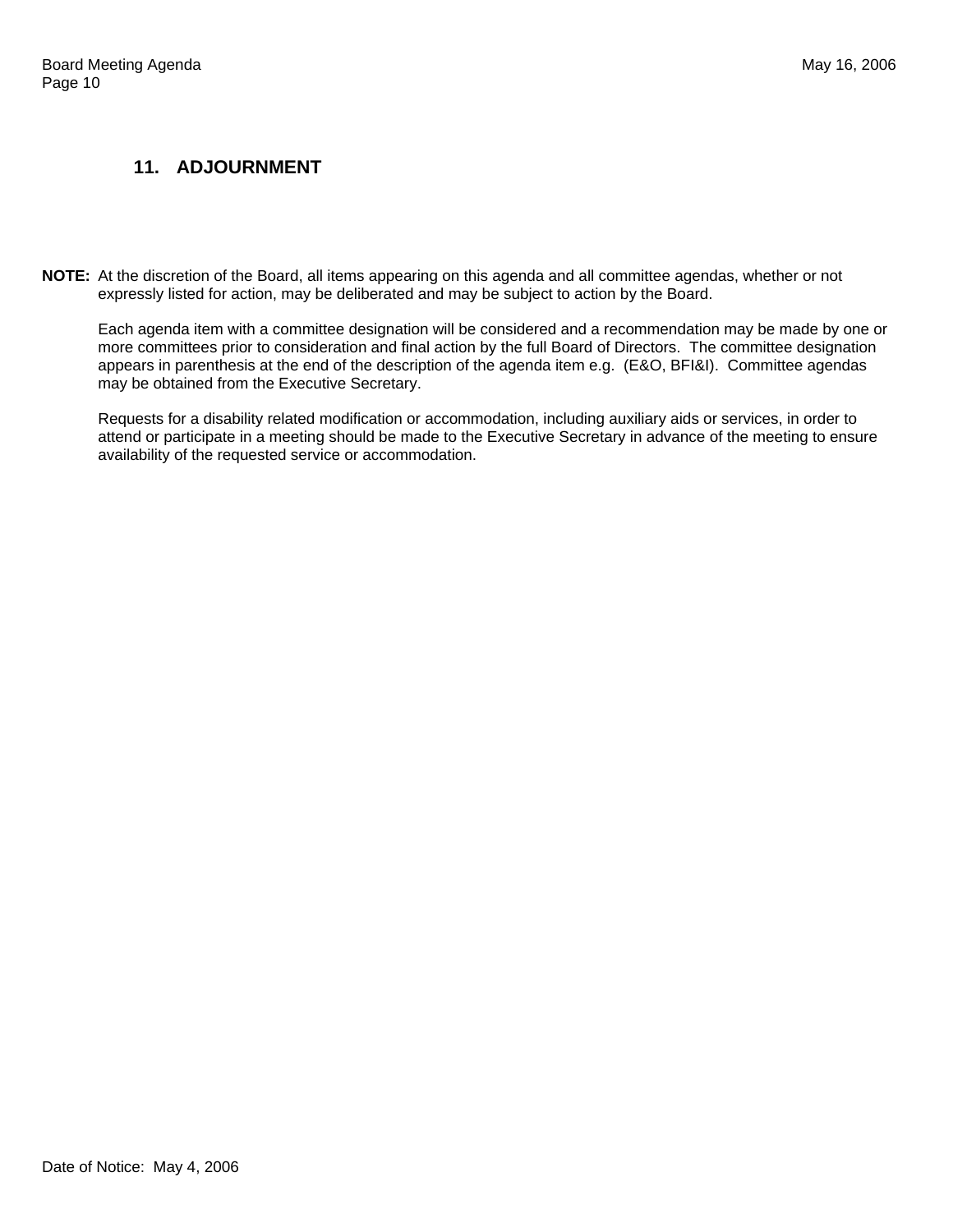### 11. ADJOURNMENT

**NOTE:** At the discretion of the Board, all items appearing on this agenda and all committee agendas, whether or not expressly listed for action, may be deliberated and may be subject to action by the Board.

Each agenda item with a committee designation will be considered and a recommendation may be made by one or more committees prior to consideration and final action by the full Board of Directors. The committee designation appears in parenthesis at the end of the description of the agenda item e.g. (E&O, BFI&I). Committee agendas may be obtained from the Executive Secretary.

Requests for a disability related modification or accommodation, including auxiliary aids or services, in order to attend or participate in a meeting should be made to the Executive Secretary in advance of the meeting to ensure availability of the requested service or accommodation.

Date of Notice: May 4, 2006